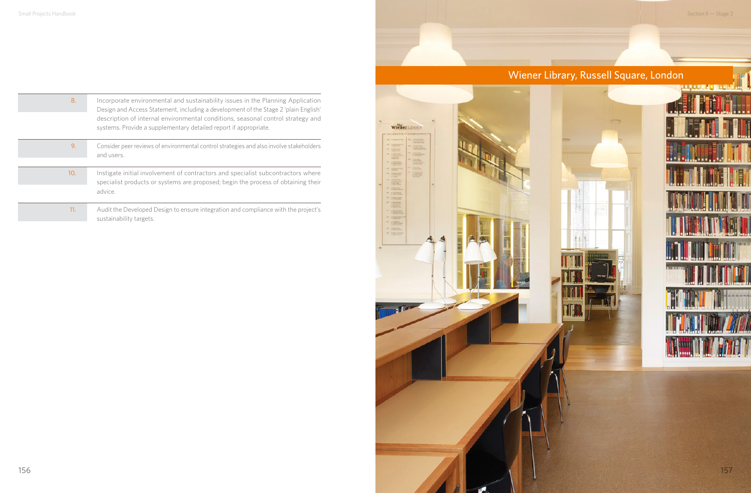| | |
|---|---|
| 8. | Incorporate environmental and sustainability issues in the Planning Application Design and Access Statement, including a development of the Stage 2 'plain English' description of internal environmental conditions, seasonal control strategy and systems. Provide a supplementary detailed report if appropriate. |
| 9. | Consider peer reviews of environmental control strategies and also involve stakeholders and users. |
| 10. | Instigate initial involvement of contractors and specialist subcontractors where specialist products or systems are proposed; begin the process of obtaining their advice. |
| 11. | Audit the Developed Design to ensure integration and compliance with the project's sustainability targets. |

Wiener Library, Russell Square, London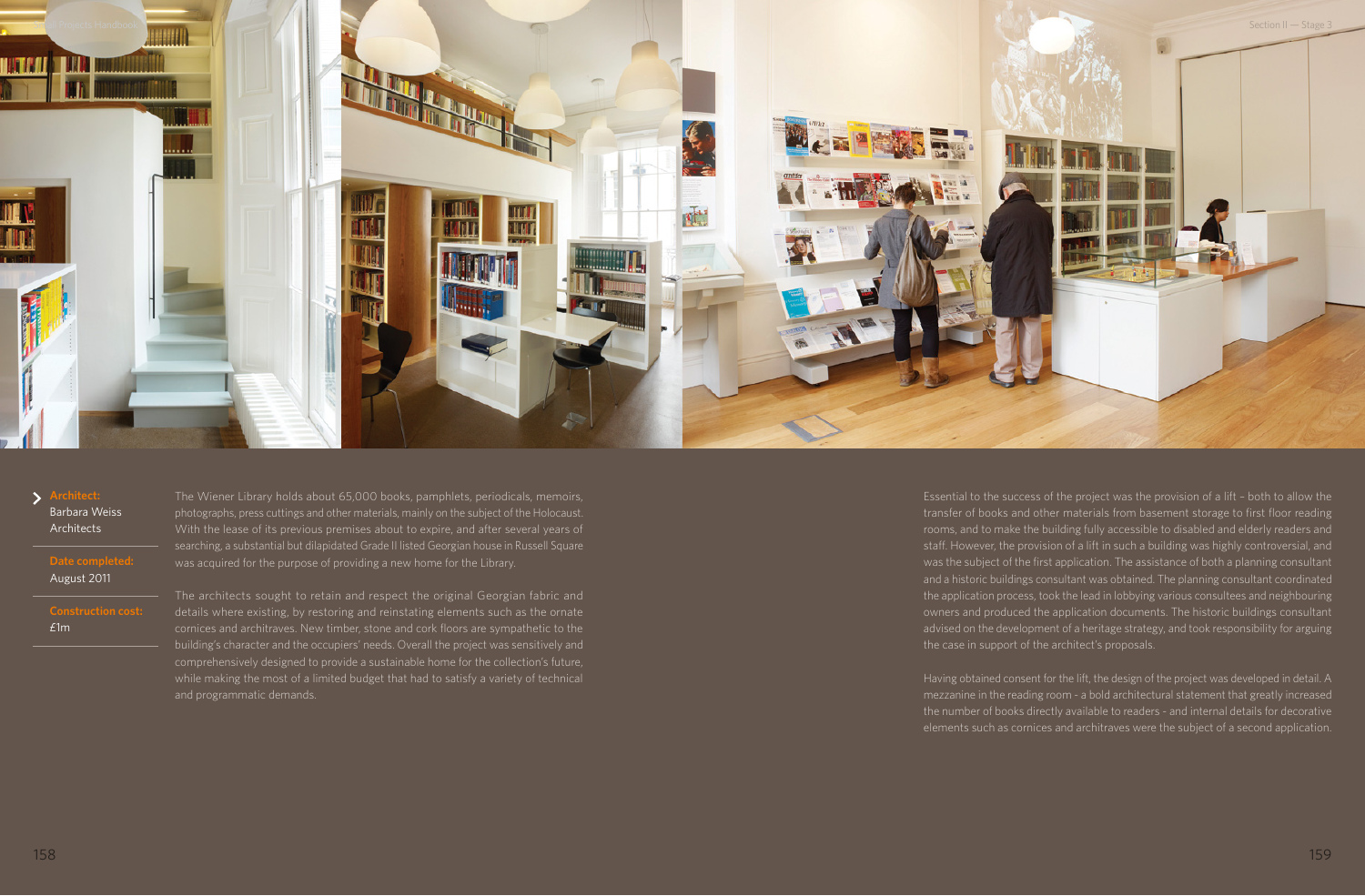**Architect:**
Barbara Weiss Architects

**Date completed:**
August 2011

**Construction cost:**
£1m

The Wiener Library holds about 65,000 books, pamphlets, periodicals, memoirs, photographs, press cuttings and other materials, mainly on the subject of the Holocaust. With the lease of its previous premises about to expire, and after several years of searching, a substantial but dilapidated Grade II listed Georgian house in Russell Square was acquired for the purpose of providing a new home for the Library.

The architects sought to retain and respect the original Georgian fabric and details where existing, by restoring and reinstating elements such as the ornate cornices and architraves. New timber, stone and cork floors are sympathetic to the building's character and the occupiers' needs. Overall the project was sensitively and comprehensively designed to provide a sustainable home for the collection's future, while making the most of a limited budget that had to satisfy a variety of technical and programmatic demands.

Essential to the success of the project was the provision of a lift – both to allow the transfer of books and other materials from basement storage to first floor reading rooms, and to make the building fully accessible to disabled and elderly readers and staff. However, the provision of a lift in such a building was highly controversial, and was the subject of the first application. The assistance of both a planning consultant and a historic buildings consultant was obtained. The planning consultant coordinated the application process, took the lead in lobbying various consultees and neighbouring owners and produced the application documents. The historic buildings consultant advised on the development of a heritage strategy, and took responsibility for arguing the case in support of the architect's proposals.

Having obtained consent for the lift, the design of the project was developed in detail. A mezzanine in the reading room - a bold architectural statement that greatly increased the number of books directly available to readers - and internal details for decorative elements such as cornices and architraves were the subject of a second application.